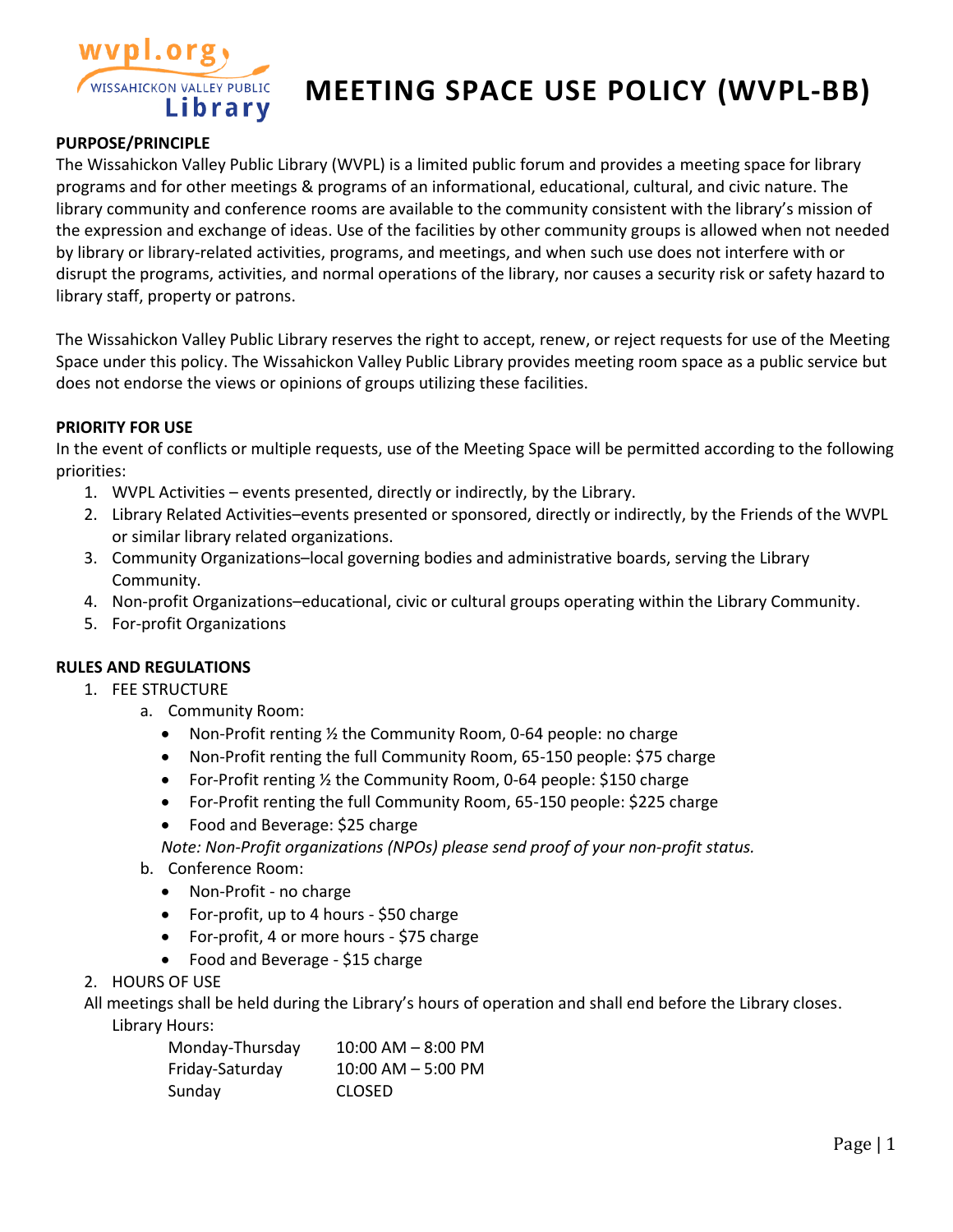# MEETING SPACE USE POLICY (WVPL-BB)

**PURPOSE/PRINCIPLE**

The Wissahickon Valley Public Library (WVPL) is a limited public forum and provides a meeting space for library programs and for other meetings & programs of an informational, educational, cultural, and civic nature. The library community and conference rooms are available to the community consistent with the library's mission of the expression and exchange of ideas. Use of the facilities by other community groups is allowed when not needed by library or library-related activities, programs, and meetings, and when such use does not interfere with or disrupt the programs, activities, and normal operations of the library, nor causes a security risk or safety hazard to library staff, property or patrons.

The Wissahickon Valley Public Library reserves the right to accept, renew, or reject requests for use of the Meeting Space under this policy. The Wissahickon Valley Public Library provides meeting room space as a public service but does not endorse the views or opinions of groups utilizing these facilities.

**PRIORITY FOR USE**

In the event of conflicts or multiple requests, use of the Meeting Space will be permitted according to the following priorities:

1. WVPL Activities – events presented, directly or indirectly, by the Library.
2. Library Related Activities–events presented or sponsored, directly or indirectly, by the Friends of the WVPL or similar library related organizations.
3. Community Organizations–local governing bodies and administrative boards, serving the Library Community.
4. Non-profit Organizations–educational, civic or cultural groups operating within the Library Community.
5. For-profit Organizations

**RULES AND REGULATIONS**

1. FEE STRUCTURE
    a. Community Room:
        - Non-Profit renting ½ the Community Room, 0-64 people: no charge
        - Non-Profit renting the full Community Room, 65-150 people: $75 charge
        - For-Profit renting ½ the Community Room, 0-64 people: $150 charge
        - For-Profit renting the full Community Room, 65-150 people: $225 charge
        - Food and Beverage: $25 charge

        *Note: Non-Profit organizations (NPOs) please send proof of your non-profit status.*
    b. Conference Room:
        - Non-Profit - no charge
        - For-profit, up to 4 hours - $50 charge
        - For-profit, 4 or more hours - $75 charge
        - Food and Beverage - $15 charge
2. HOURS OF USE

All meetings shall be held during the Library's hours of operation and shall end before the Library closes.

Library Hours:

| | |
|---|---|
| Monday-Thursday | 10:00 AM – 8:00 PM |
| Friday-Saturday | 10:00 AM – 5:00 PM |
| Sunday | CLOSED |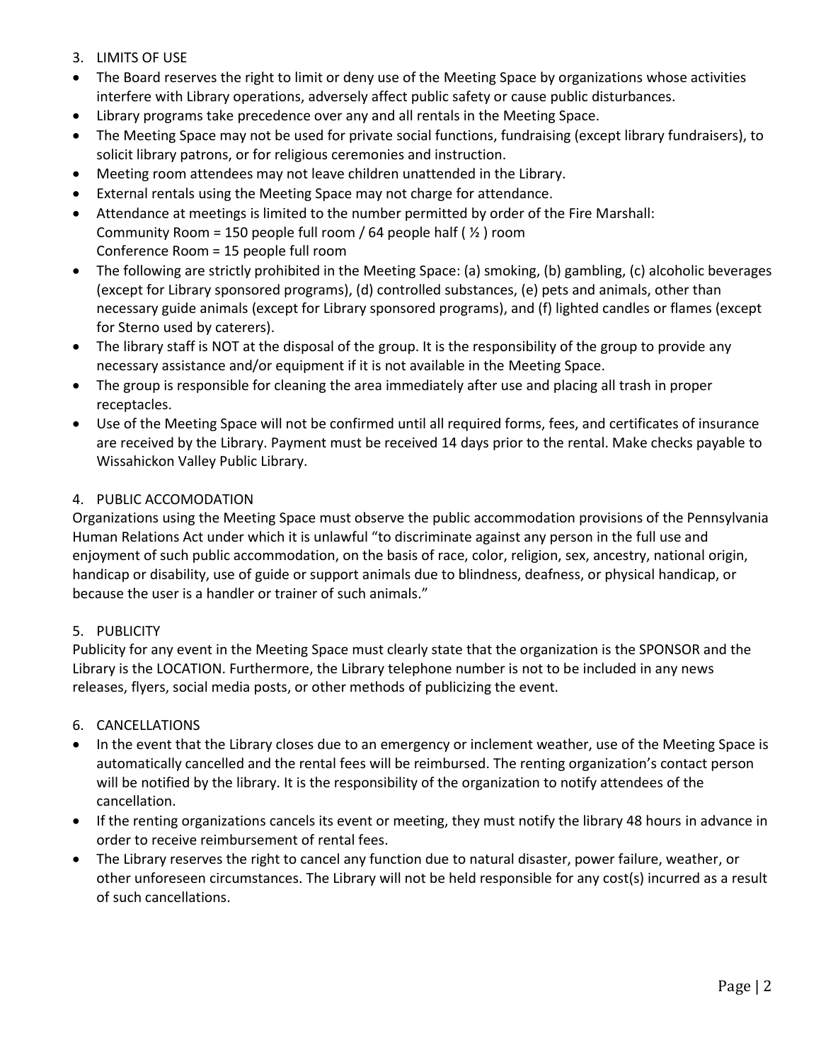3. LIMITS OF USE

- The Board reserves the right to limit or deny use of the Meeting Space by organizations whose activities interfere with Library operations, adversely affect public safety or cause public disturbances.
- Library programs take precedence over any and all rentals in the Meeting Space.
- The Meeting Space may not be used for private social functions, fundraising (except library fundraisers), to solicit library patrons, or for religious ceremonies and instruction.
- Meeting room attendees may not leave children unattended in the Library.
- External rentals using the Meeting Space may not charge for attendance.
- Attendance at meetings is limited to the number permitted by order of the Fire Marshall:
  Community Room = 150 people full room / 64 people half ( ½ ) room
  Conference Room = 15 people full room
- The following are strictly prohibited in the Meeting Space: (a) smoking, (b) gambling, (c) alcoholic beverages (except for Library sponsored programs), (d) controlled substances, (e) pets and animals, other than necessary guide animals (except for Library sponsored programs), and (f) lighted candles or flames (except for Sterno used by caterers).
- The library staff is NOT at the disposal of the group. It is the responsibility of the group to provide any necessary assistance and/or equipment if it is not available in the Meeting Space.
- The group is responsible for cleaning the area immediately after use and placing all trash in proper receptacles.
- Use of the Meeting Space will not be confirmed until all required forms, fees, and certificates of insurance are received by the Library. Payment must be received 14 days prior to the rental. Make checks payable to Wissahickon Valley Public Library.

4. PUBLIC ACCOMODATION

Organizations using the Meeting Space must observe the public accommodation provisions of the Pennsylvania Human Relations Act under which it is unlawful "to discriminate against any person in the full use and enjoyment of such public accommodation, on the basis of race, color, religion, sex, ancestry, national origin, handicap or disability, use of guide or support animals due to blindness, deafness, or physical handicap, or because the user is a handler or trainer of such animals."

5. PUBLICITY

Publicity for any event in the Meeting Space must clearly state that the organization is the SPONSOR and the Library is the LOCATION. Furthermore, the Library telephone number is not to be included in any news releases, flyers, social media posts, or other methods of publicizing the event.

6. CANCELLATIONS

- In the event that the Library closes due to an emergency or inclement weather, use of the Meeting Space is automatically cancelled and the rental fees will be reimbursed. The renting organization's contact person will be notified by the library. It is the responsibility of the organization to notify attendees of the cancellation.
- If the renting organizations cancels its event or meeting, they must notify the library 48 hours in advance in order to receive reimbursement of rental fees.
- The Library reserves the right to cancel any function due to natural disaster, power failure, weather, or other unforeseen circumstances. The Library will not be held responsible for any cost(s) incurred as a result of such cancellations.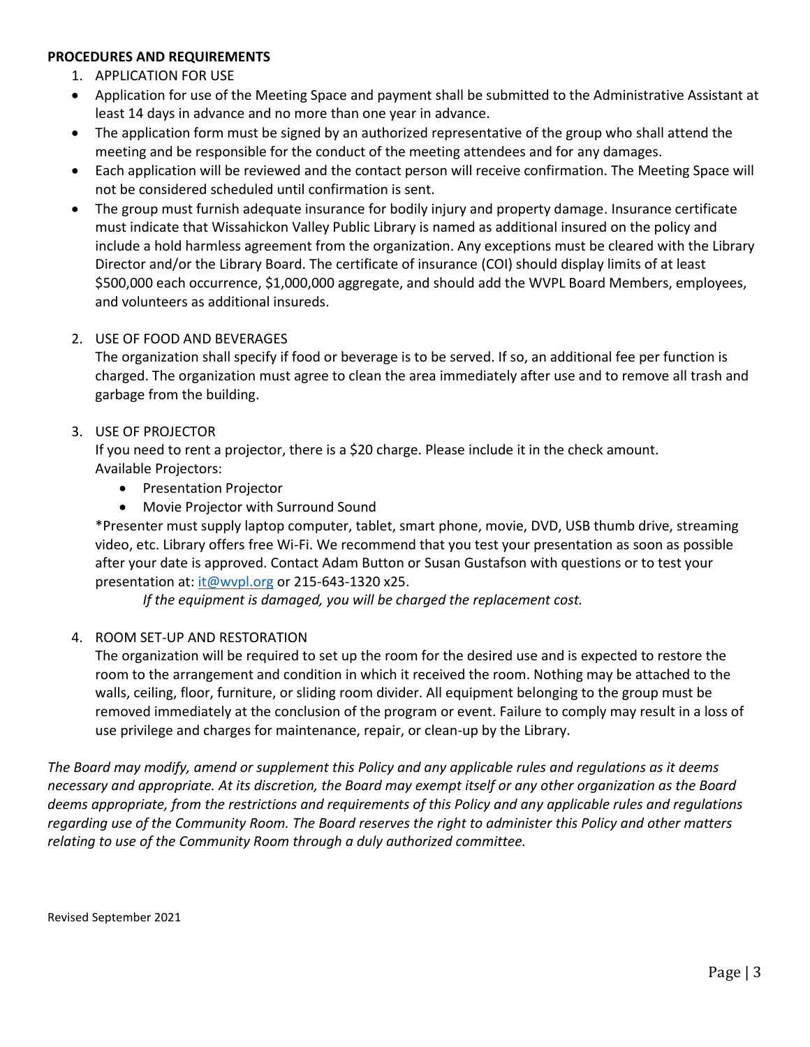**PROCEDURES AND REQUIREMENTS**

1. APPLICATION FOR USE

- Application for use of the Meeting Space and payment shall be submitted to the Administrative Assistant at least 14 days in advance and no more than one year in advance.
- The application form must be signed by an authorized representative of the group who shall attend the meeting and be responsible for the conduct of the meeting attendees and for any damages.
- Each application will be reviewed and the contact person will receive confirmation. The Meeting Space will not be considered scheduled until confirmation is sent.
- The group must furnish adequate insurance for bodily injury and property damage. Insurance certificate must indicate that Wissahickon Valley Public Library is named as additional insured on the policy and include a hold harmless agreement from the organization. Any exceptions must be cleared with the Library Director and/or the Library Board. The certificate of insurance (COI) should display limits of at least $500,000 each occurrence, $1,000,000 aggregate, and should add the WVPL Board Members, employees, and volunteers as additional insureds.

2. USE OF FOOD AND BEVERAGES

   The organization shall specify if food or beverage is to be served. If so, an additional fee per function is charged. The organization must agree to clean the area immediately after use and to remove all trash and garbage from the building.

3. USE OF PROJECTOR

   If you need to rent a projector, there is a $20 charge. Please include it in the check amount.
   Available Projectors:

   - Presentation Projector
   - Movie Projector with Surround Sound

   *Presenter must supply laptop computer, tablet, smart phone, movie, DVD, USB thumb drive, streaming video, etc. Library offers free Wi-Fi. We recommend that you test your presentation as soon as possible after your date is approved. Contact Adam Button or Susan Gustafson with questions or to test your presentation at: [it@wvpl.org](mailto:it@wvpl.org) or 215-643-1320 x25.

   *If the equipment is damaged, you will be charged the replacement cost.*

4. ROOM SET-UP AND RESTORATION

   The organization will be required to set up the room for the desired use and is expected to restore the room to the arrangement and condition in which it received the room. Nothing may be attached to the walls, ceiling, floor, furniture, or sliding room divider. All equipment belonging to the group must be removed immediately at the conclusion of the program or event. Failure to comply may result in a loss of use privilege and charges for maintenance, repair, or clean-up by the Library.

*The Board may modify, amend or supplement this Policy and any applicable rules and regulations as it deems necessary and appropriate. At its discretion, the Board may exempt itself or any other organization as the Board deems appropriate, from the restrictions and requirements of this Policy and any applicable rules and regulations regarding use of the Community Room. The Board reserves the right to administer this Policy and other matters relating to use of the Community Room through a duly authorized committee.*

Revised September 2021